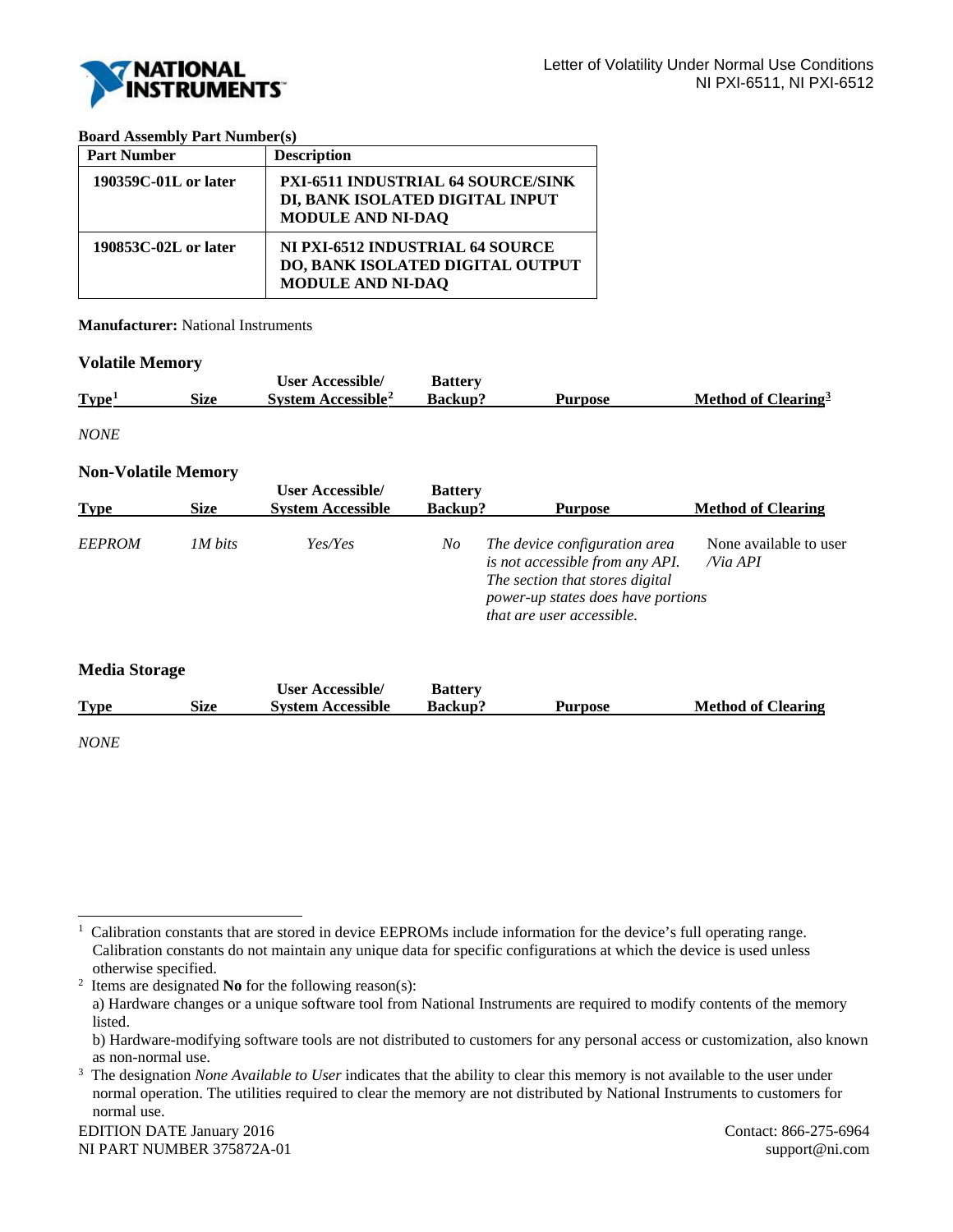Letter of Volatility Under Normal Use Conditions
NI PXI-6511, NI PXI-6512

**Board Assembly Part Number(s)**

| Part Number | Description |
| --- | --- |
| **190359C-01L or later** | **PXI-6511 INDUSTRIAL 64 SOURCE/SINK DI, BANK ISOLATED DIGITAL INPUT MODULE AND NI-DAQ** |
| **190853C-02L or later** | **NI PXI-6512 INDUSTRIAL 64 SOURCE DO, BANK ISOLATED DIGITAL OUTPUT MODULE AND NI-DAQ** |

**Manufacturer:** National Instruments

## Volatile Memory

| Type[1] | Size | User Accessible/ System Accessible[2] | Battery Backup? | Purpose | Method of Clearing[3] |
| --- | --- | --- | --- | --- | --- |

*NONE*

## Non-Volatile Memory

| Type | Size | User Accessible/ System Accessible | Battery Backup? | Purpose | Method of Clearing |
| --- | --- | --- | --- | --- | --- |
| *EEPROM* | *1M bits* | *Yes/Yes* | *No* | *The device configuration area is not accessible from any API. The section that stores digital power-up states does have portions that are user accessible.* | None available to user /*Via API* |

## Media Storage

| Type | Size | User Accessible/ System Accessible | Battery Backup? | Purpose | Method of Clearing |
| --- | --- | --- | --- | --- | --- |

*NONE*

---

[1] Calibration constants that are stored in device EEPROMs include information for the device's full operating range. Calibration constants do not maintain any unique data for specific configurations at which the device is used unless otherwise specified.

[2] Items are designated **No** for the following reason(s):
a) Hardware changes or a unique software tool from National Instruments are required to modify contents of the memory listed.
b) Hardware-modifying software tools are not distributed to customers for any personal access or customization, also known as non-normal use.

[3] The designation *None Available to User* indicates that the ability to clear this memory is not available to the user under normal operation. The utilities required to clear the memory are not distributed by National Instruments to customers for normal use.

EDITION DATE January 2016
NI PART NUMBER 375872A-01

Contact: 866-275-6964
support@ni.com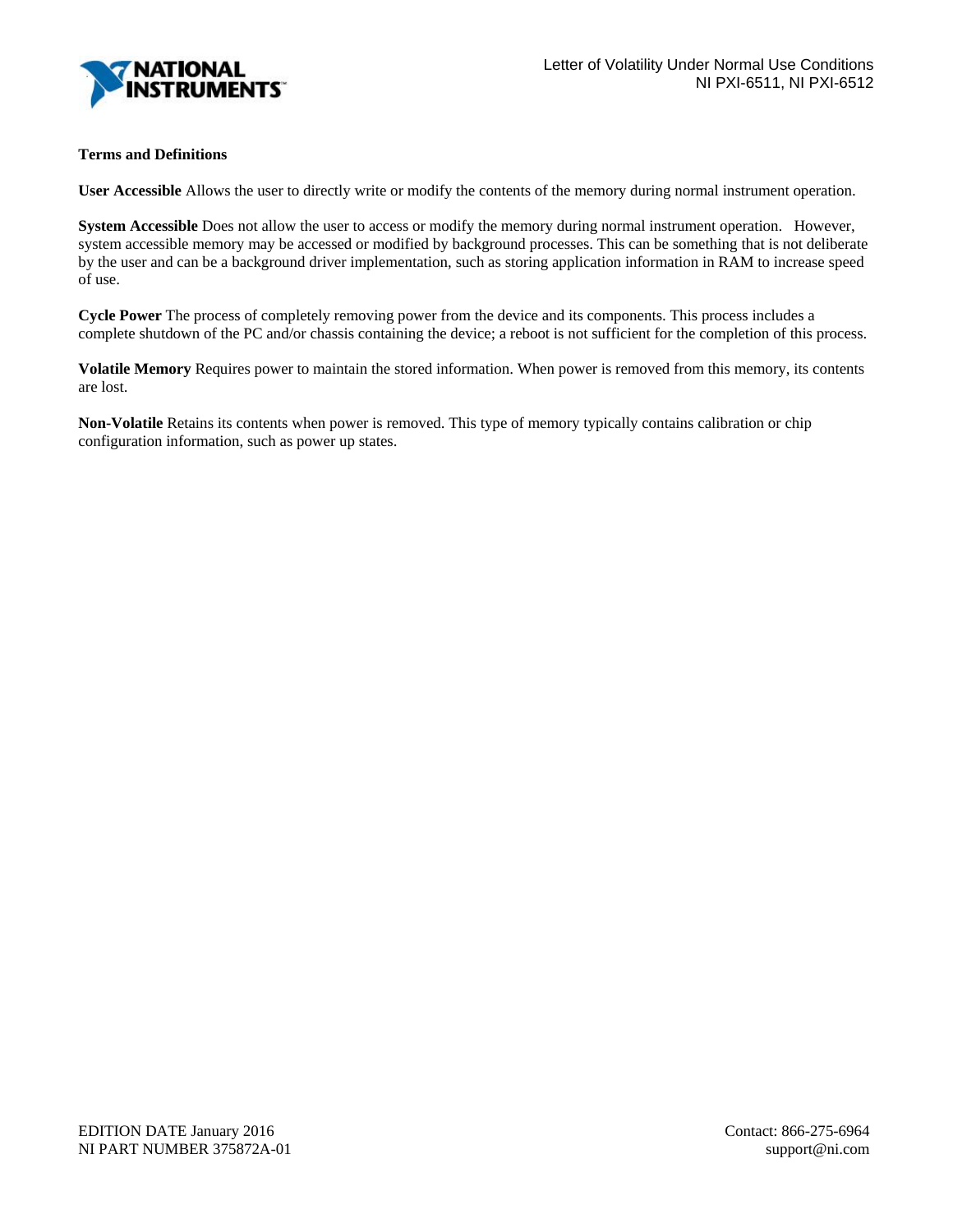**Terms and Definitions**

**User Accessible** Allows the user to directly write or modify the contents of the memory during normal instrument operation.

**System Accessible** Does not allow the user to access or modify the memory during normal instrument operation. However, system accessible memory may be accessed or modified by background processes. This can be something that is not deliberate by the user and can be a background driver implementation, such as storing application information in RAM to increase speed of use.

**Cycle Power** The process of completely removing power from the device and its components. This process includes a complete shutdown of the PC and/or chassis containing the device; a reboot is not sufficient for the completion of this process.

**Volatile Memory** Requires power to maintain the stored information. When power is removed from this memory, its contents are lost.

**Non-Volatile** Retains its contents when power is removed. This type of memory typically contains calibration or chip configuration information, such as power up states.